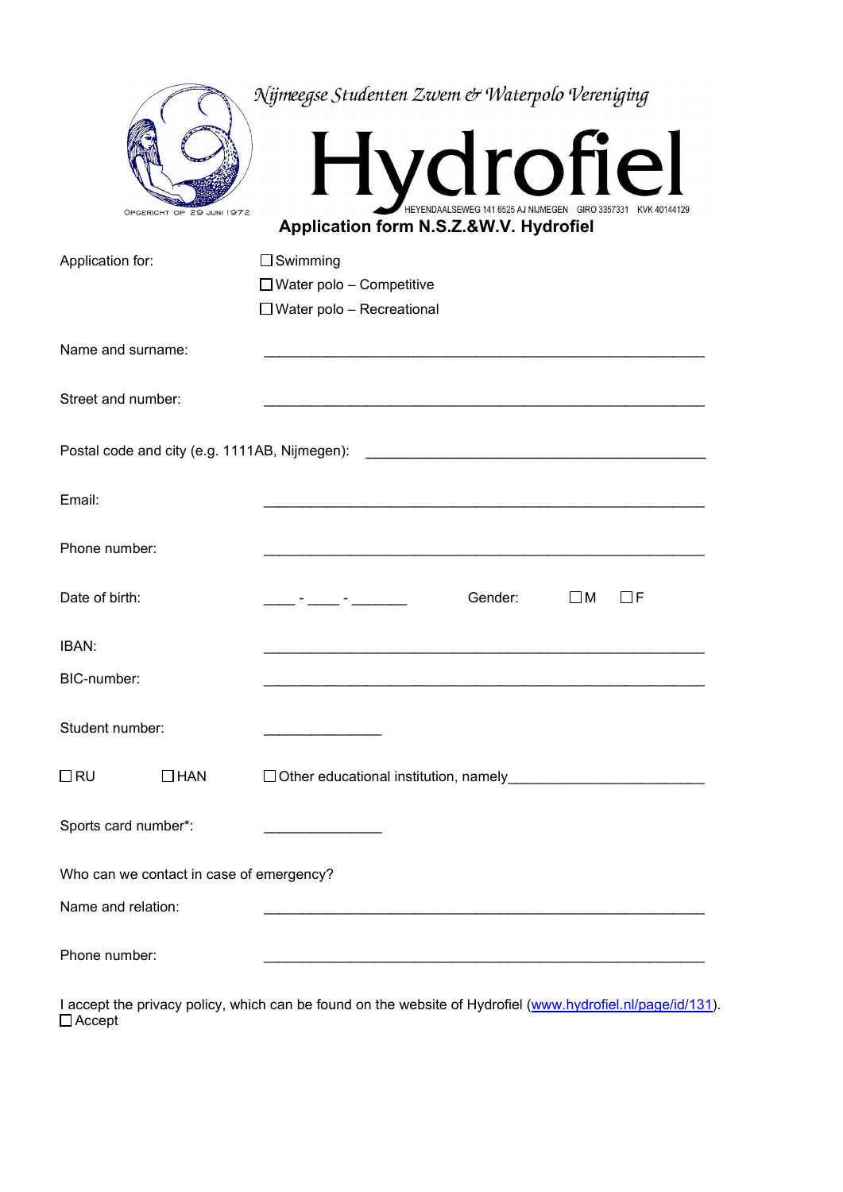*Nijmeegse Studenten Zwem & Waterpolo Vereniging*

# Hydrofiel

OPGERICHT OP 29 JUNI 1972

HEYENDAALSEWEG 141 6525 AJ NIJMEGEN GIRO 3357331 KVK 40144129

## Application form N.S.Z.&W.V. Hydrofiel

Application for:
- ☐ Swimming
- ☐ Water polo – Competitive
- ☐ Water polo – Recreational

Name and surname: ____________________________________________________

Street and number: ____________________________________________________

Postal code and city (e.g. 1111AB, Nijmegen): ________________________________________

Email: ____________________________________________________

Phone number: ____________________________________________________

Date of birth: ____ - ____ - _______ Gender: ☐ M ☐ F

IBAN: ____________________________________________________

BIC-number: ____________________________________________________

Student number: _______________

☐ RU ☐ HAN ☐ Other educational institution, namely________________________

Sports card number*: _______________

Who can we contact in case of emergency?

Name and relation: ____________________________________________________

Phone number: ____________________________________________________

I accept the privacy policy, which can be found on the website of Hydrofiel ([www.hydrofiel.nl/page/id/131](www.hydrofiel.nl/page/id/131)).
☐ Accept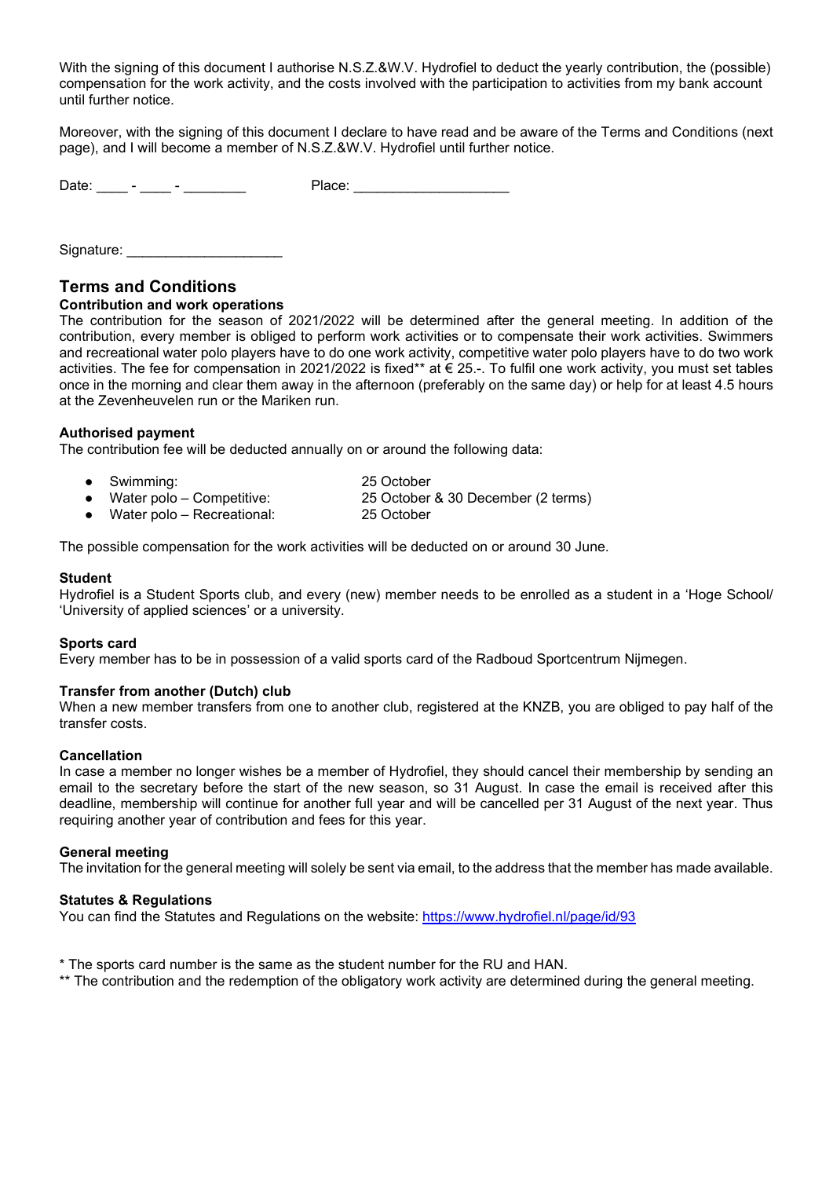With the signing of this document I authorise N.S.Z.&W.V. Hydrofiel to deduct the yearly contribution, the (possible) compensation for the work activity, and the costs involved with the participation to activities from my bank account until further notice.

Moreover, with the signing of this document I declare to have read and be aware of the Terms and Conditions (next page), and I will become a member of N.S.Z.&W.V. Hydrofiel until further notice.

Date: ____ - ____ - ________ Place: ____________________

Signature: ____________________

## Terms and Conditions

### Contribution and work operations

The contribution for the season of 2021/2022 will be determined after the general meeting. In addition of the contribution, every member is obliged to perform work activities or to compensate their work activities. Swimmers and recreational water polo players have to do one work activity, competitive water polo players have to do two work activities. The fee for compensation in 2021/2022 is fixed** at € 25.-. To fulfil one work activity, you must set tables once in the morning and clear them away in the afternoon (preferably on the same day) or help for at least 4.5 hours at the Zevenheuvelen run or the Mariken run.

### Authorised payment

The contribution fee will be deducted annually on or around the following data:

- Swimming: 25 October
- Water polo – Competitive: 25 October & 30 December (2 terms)
- Water polo – Recreational: 25 October

The possible compensation for the work activities will be deducted on or around 30 June.

### Student

Hydrofiel is a Student Sports club, and every (new) member needs to be enrolled as a student in a 'Hoge School/ 'University of applied sciences' or a university.

### Sports card

Every member has to be in possession of a valid sports card of the Radboud Sportcentrum Nijmegen.

### Transfer from another (Dutch) club

When a new member transfers from one to another club, registered at the KNZB, you are obliged to pay half of the transfer costs.

### Cancellation

In case a member no longer wishes be a member of Hydrofiel, they should cancel their membership by sending an email to the secretary before the start of the new season, so 31 August. In case the email is received after this deadline, membership will continue for another full year and will be cancelled per 31 August of the next year. Thus requiring another year of contribution and fees for this year.

### General meeting

The invitation for the general meeting will solely be sent via email, to the address that the member has made available.

### Statutes & Regulations

You can find the Statutes and Regulations on the website: https://www.hydrofiel.nl/page/id/93

* The sports card number is the same as the student number for the RU and HAN.
** The contribution and the redemption of the obligatory work activity are determined during the general meeting.